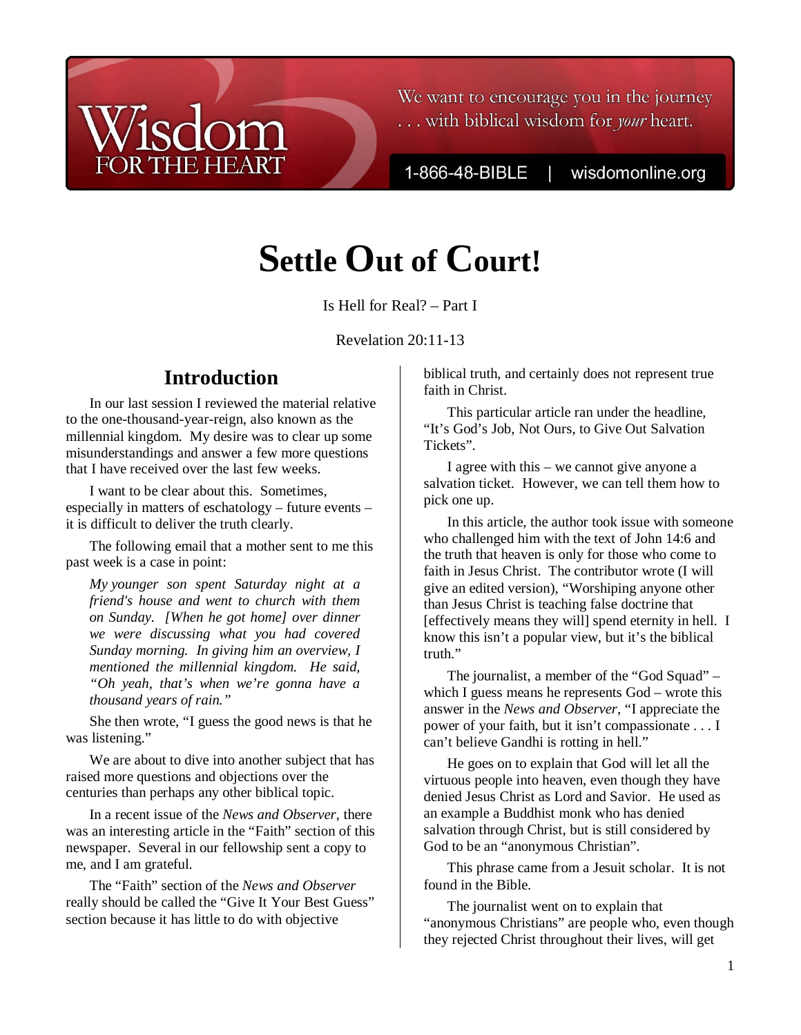# Settle Out of Court!

Is Hell for Real? – Part I

Revelation 20:11-13

## Introduction

In our last session I reviewed the material relative to the one-thousand-year-reign, also known as the millennial kingdom. My desire was to clear up some misunderstandings and answer a few more questions that I have received over the last few weeks.

I want to be clear about this. Sometimes, especially in matters of eschatology – future events – it is difficult to deliver the truth clearly.

The following email that a mother sent to me this past week is a case in point:

> *My younger son spent Saturday night at a friend's house and went to church with them on Sunday. [When he got home] over dinner we were discussing what you had covered Sunday morning. In giving him an overview, I mentioned the millennial kingdom. He said, "Oh yeah, that's when we're gonna have a thousand years of rain."*

She then wrote, "I guess the good news is that he was listening."

We are about to dive into another subject that has raised more questions and objections over the centuries than perhaps any other biblical topic.

In a recent issue of the *News and Observer*, there was an interesting article in the "Faith" section of this newspaper. Several in our fellowship sent a copy to me, and I am grateful.

The "Faith" section of the *News and Observer* really should be called the "Give It Your Best Guess" section because it has little to do with objective biblical truth, and certainly does not represent true faith in Christ.

This particular article ran under the headline, "It's God's Job, Not Ours, to Give Out Salvation Tickets".

I agree with this – we cannot give anyone a salvation ticket. However, we can tell them how to pick one up.

In this article, the author took issue with someone who challenged him with the text of John 14:6 and the truth that heaven is only for those who come to faith in Jesus Christ. The contributor wrote (I will give an edited version), "Worshiping anyone other than Jesus Christ is teaching false doctrine that [effectively means they will] spend eternity in hell. I know this isn't a popular view, but it's the biblical truth."

The journalist, a member of the "God Squad" – which I guess means he represents God – wrote this answer in the *News and Observer*, "I appreciate the power of your faith, but it isn't compassionate . . . I can't believe Gandhi is rotting in hell."

He goes on to explain that God will let all the virtuous people into heaven, even though they have denied Jesus Christ as Lord and Savior. He used as an example a Buddhist monk who has denied salvation through Christ, but is still considered by God to be an "anonymous Christian".

This phrase came from a Jesuit scholar. It is not found in the Bible.

The journalist went on to explain that "anonymous Christians" are people who, even though they rejected Christ throughout their lives, will get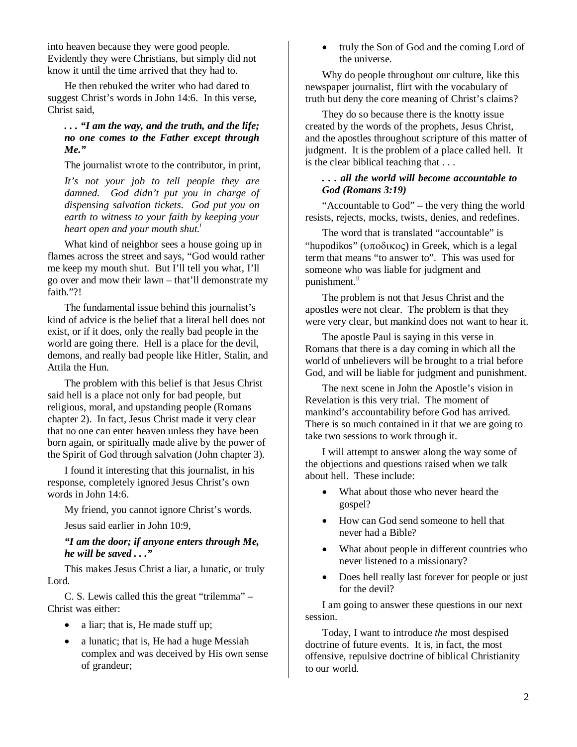into heaven because they were good people. Evidently they were Christians, but simply did not know it until the time arrived that they had to.

He then rebuked the writer who had dared to suggest Christ's words in John 14:6. In this verse, Christ said,

> ***. . . "I am the way, and the truth, and the life; no one comes to the Father except through Me."***

The journalist wrote to the contributor, in print,

> *It's not your job to tell people they are damned. God didn't put you in charge of dispensing salvation tickets. God put you on earth to witness to your faith by keeping your heart open and your mouth shut.*[i]

What kind of neighbor sees a house going up in flames across the street and says, "God would rather me keep my mouth shut. But I'll tell you what, I'll go over and mow their lawn – that'll demonstrate my faith."?!

The fundamental issue behind this journalist's kind of advice is the belief that a literal hell does not exist, or if it does, only the really bad people in the world are going there. Hell is a place for the devil, demons, and really bad people like Hitler, Stalin, and Attila the Hun.

The problem with this belief is that Jesus Christ said hell is a place not only for bad people, but religious, moral, and upstanding people (Romans chapter 2). In fact, Jesus Christ made it very clear that no one can enter heaven unless they have been born again, or spiritually made alive by the power of the Spirit of God through salvation (John chapter 3).

I found it interesting that this journalist, in his response, completely ignored Jesus Christ's own words in John 14:6.

My friend, you cannot ignore Christ's words.

Jesus said earlier in John 10:9,

> ***"I am the door; if anyone enters through Me, he will be saved . . ."***

This makes Jesus Christ a liar, a lunatic, or truly Lord.

C. S. Lewis called this the great "trilemma" – Christ was either:

- a liar; that is, He made stuff up;
- a lunatic; that is, He had a huge Messiah complex and was deceived by His own sense of grandeur;
- truly the Son of God and the coming Lord of the universe.

Why do people throughout our culture, like this newspaper journalist, flirt with the vocabulary of truth but deny the core meaning of Christ's claims?

They do so because there is the knotty issue created by the words of the prophets, Jesus Christ, and the apostles throughout scripture of this matter of judgment. It is the problem of a place called hell. It is the clear biblical teaching that . . .

> ***. . . all the world will become accountable to God (Romans 3:19)***

"Accountable to God" – the very thing the world resists, rejects, mocks, twists, denies, and redefines.

The word that is translated "accountable" is "hupodikos" (υποδικος) in Greek, which is a legal term that means "to answer to". This was used for someone who was liable for judgment and punishment.[ii]

The problem is not that Jesus Christ and the apostles were not clear. The problem is that they were very clear, but mankind does not want to hear it.

The apostle Paul is saying in this verse in Romans that there is a day coming in which all the world of unbelievers will be brought to a trial before God, and will be liable for judgment and punishment.

The next scene in John the Apostle's vision in Revelation is this very trial. The moment of mankind's accountability before God has arrived. There is so much contained in it that we are going to take two sessions to work through it.

I will attempt to answer along the way some of the objections and questions raised when we talk about hell. These include:

- What about those who never heard the gospel?
- How can God send someone to hell that never had a Bible?
- What about people in different countries who never listened to a missionary?
- Does hell really last forever for people or just for the devil?

I am going to answer these questions in our next session.

Today, I want to introduce *the* most despised doctrine of future events. It is, in fact, the most offensive, repulsive doctrine of biblical Christianity to our world.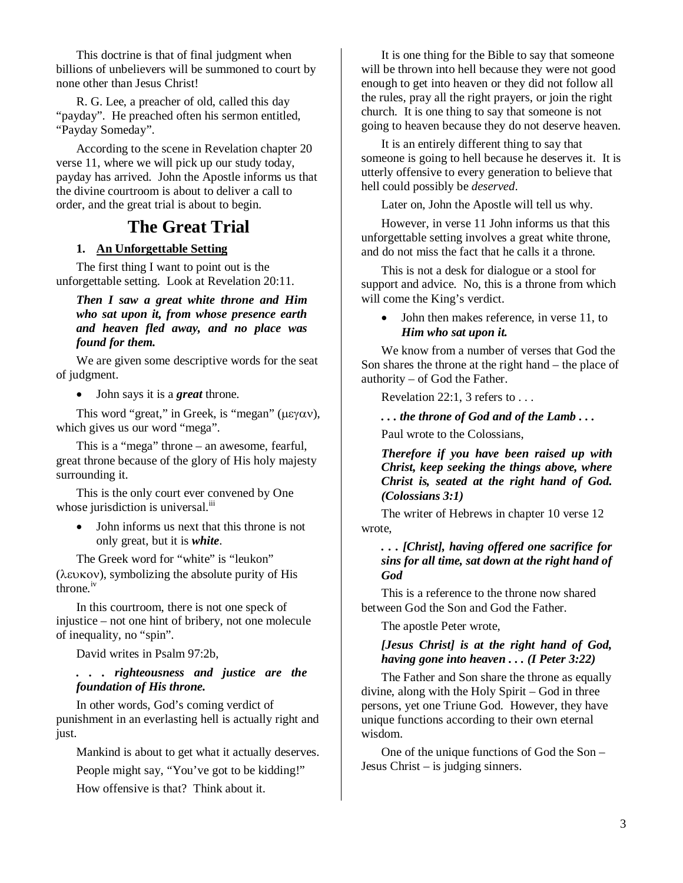This doctrine is that of final judgment when billions of unbelievers will be summoned to court by none other than Jesus Christ!

R. G. Lee, a preacher of old, called this day "payday". He preached often his sermon entitled, "Payday Someday".

According to the scene in Revelation chapter 20 verse 11, where we will pick up our study today, payday has arrived. John the Apostle informs us that the divine courtroom is about to deliver a call to order, and the great trial is about to begin.

# The Great Trial

### 1. An Unforgettable Setting

The first thing I want to point out is the unforgettable setting. Look at Revelation 20:11.

***Then I saw a great white throne and Him who sat upon it, from whose presence earth and heaven fled away, and no place was found for them.***

We are given some descriptive words for the seat of judgment.

- John says it is a ***great*** throne.

This word "great," in Greek, is "megan" (μεγαν), which gives us our word "mega".

This is a "mega" throne – an awesome, fearful, great throne because of the glory of His holy majesty surrounding it.

This is the only court ever convened by One whose jurisdiction is universal.[iii]

- John informs us next that this throne is not only great, but it is ***white***.

The Greek word for "white" is "leukon" (λευκον), symbolizing the absolute purity of His throne.[iv]

In this courtroom, there is not one speck of injustice – not one hint of bribery, not one molecule of inequality, no "spin".

David writes in Psalm 97:2b,

***. . . righteousness and justice are the foundation of His throne.***

In other words, God's coming verdict of punishment in an everlasting hell is actually right and just.

Mankind is about to get what it actually deserves.

People might say, "You've got to be kidding!"

How offensive is that? Think about it.

It is one thing for the Bible to say that someone will be thrown into hell because they were not good enough to get into heaven or they did not follow all the rules, pray all the right prayers, or join the right church. It is one thing to say that someone is not going to heaven because they do not deserve heaven.

It is an entirely different thing to say that someone is going to hell because he deserves it. It is utterly offensive to every generation to believe that hell could possibly be *deserved*.

Later on, John the Apostle will tell us why.

However, in verse 11 John informs us that this unforgettable setting involves a great white throne, and do not miss the fact that he calls it a throne.

This is not a desk for dialogue or a stool for support and advice. No, this is a throne from which will come the King's verdict.

- John then makes reference, in verse 11, to ***Him who sat upon it.***

We know from a number of verses that God the Son shares the throne at the right hand – the place of authority – of God the Father.

Revelation 22:1, 3 refers to . . .

***. . . the throne of God and of the Lamb . . .***

Paul wrote to the Colossians,

***Therefore if you have been raised up with Christ, keep seeking the things above, where Christ is, seated at the right hand of God. (Colossians 3:1)***

The writer of Hebrews in chapter 10 verse 12 wrote,

***. . . [Christ], having offered one sacrifice for sins for all time, sat down at the right hand of God***

This is a reference to the throne now shared between God the Son and God the Father.

The apostle Peter wrote,

***[Jesus Christ] is at the right hand of God, having gone into heaven . . . (I Peter 3:22)***

The Father and Son share the throne as equally divine, along with the Holy Spirit – God in three persons, yet one Triune God. However, they have unique functions according to their own eternal wisdom.

One of the unique functions of God the Son – Jesus Christ – is judging sinners.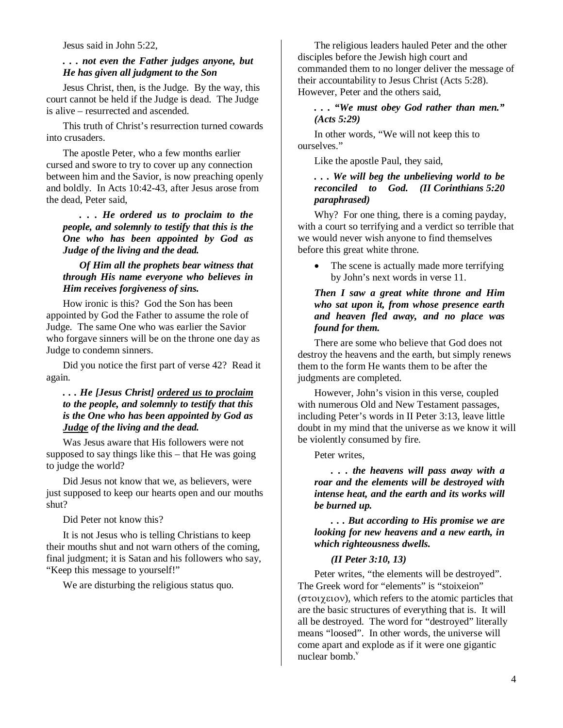Jesus said in John 5:22,

***. . . not even the Father judges anyone, but He has given all judgment to the Son***

Jesus Christ, then, is the Judge. By the way, this court cannot be held if the Judge is dead. The Judge is alive – resurrected and ascended.

This truth of Christ's resurrection turned cowards into crusaders.

The apostle Peter, who a few months earlier cursed and swore to try to cover up any connection between him and the Savior, is now preaching openly and boldly. In Acts 10:42-43, after Jesus arose from the dead, Peter said,

> ***. . . He ordered us to proclaim to the people, and solemnly to testify that this is the One who has been appointed by God as Judge of the living and the dead.***
>
> ***Of Him all the prophets bear witness that through His name everyone who believes in Him receives forgiveness of sins.***

How ironic is this? God the Son has been appointed by God the Father to assume the role of Judge. The same One who was earlier the Savior who forgave sinners will be on the throne one day as Judge to condemn sinners.

Did you notice the first part of verse 42? Read it again.

***. . . He [Jesus Christ] <u>ordered us to proclaim</u> to the people, and solemnly to testify that this is the One who has been appointed by God as <u>Judge</u> of the living and the dead.***

Was Jesus aware that His followers were not supposed to say things like this – that He was going to judge the world?

Did Jesus not know that we, as believers, were just supposed to keep our hearts open and our mouths shut?

Did Peter not know this?

It is not Jesus who is telling Christians to keep their mouths shut and not warn others of the coming, final judgment; it is Satan and his followers who say, "Keep this message to yourself!"

We are disturbing the religious status quo.

The religious leaders hauled Peter and the other disciples before the Jewish high court and commanded them to no longer deliver the message of their accountability to Jesus Christ (Acts 5:28). However, Peter and the others said,

***. . . "We must obey God rather than men." (Acts 5:29)***

In other words, "We will not keep this to ourselves."

Like the apostle Paul, they said,

***. . . We will beg the unbelieving world to be reconciled to God. (II Corinthians 5:20 paraphrased)***

Why? For one thing, there is a coming payday, with a court so terrifying and a verdict so terrible that we would never wish anyone to find themselves before this great white throne.

- The scene is actually made more terrifying by John's next words in verse 11.

***Then I saw a great white throne and Him who sat upon it, from whose presence earth and heaven fled away, and no place was found for them.***

There are some who believe that God does not destroy the heavens and the earth, but simply renews them to the form He wants them to be after the judgments are completed.

However, John's vision in this verse, coupled with numerous Old and New Testament passages, including Peter's words in II Peter 3:13, leave little doubt in my mind that the universe as we know it will be violently consumed by fire.

Peter writes,

> ***. . . the heavens will pass away with a roar and the elements will be destroyed with intense heat, and the earth and its works will be burned up.***
>
> ***. . . But according to His promise we are looking for new heavens and a new earth, in which righteousness dwells.***
>
> ***(II Peter 3:10, 13)***

Peter writes, "the elements will be destroyed". The Greek word for "elements" is "stoixeion" (στοιχειον), which refers to the atomic particles that are the basic structures of everything that is. It will all be destroyed. The word for "destroyed" literally means "loosed". In other words, the universe will come apart and explode as if it were one gigantic nuclear bomb.[v]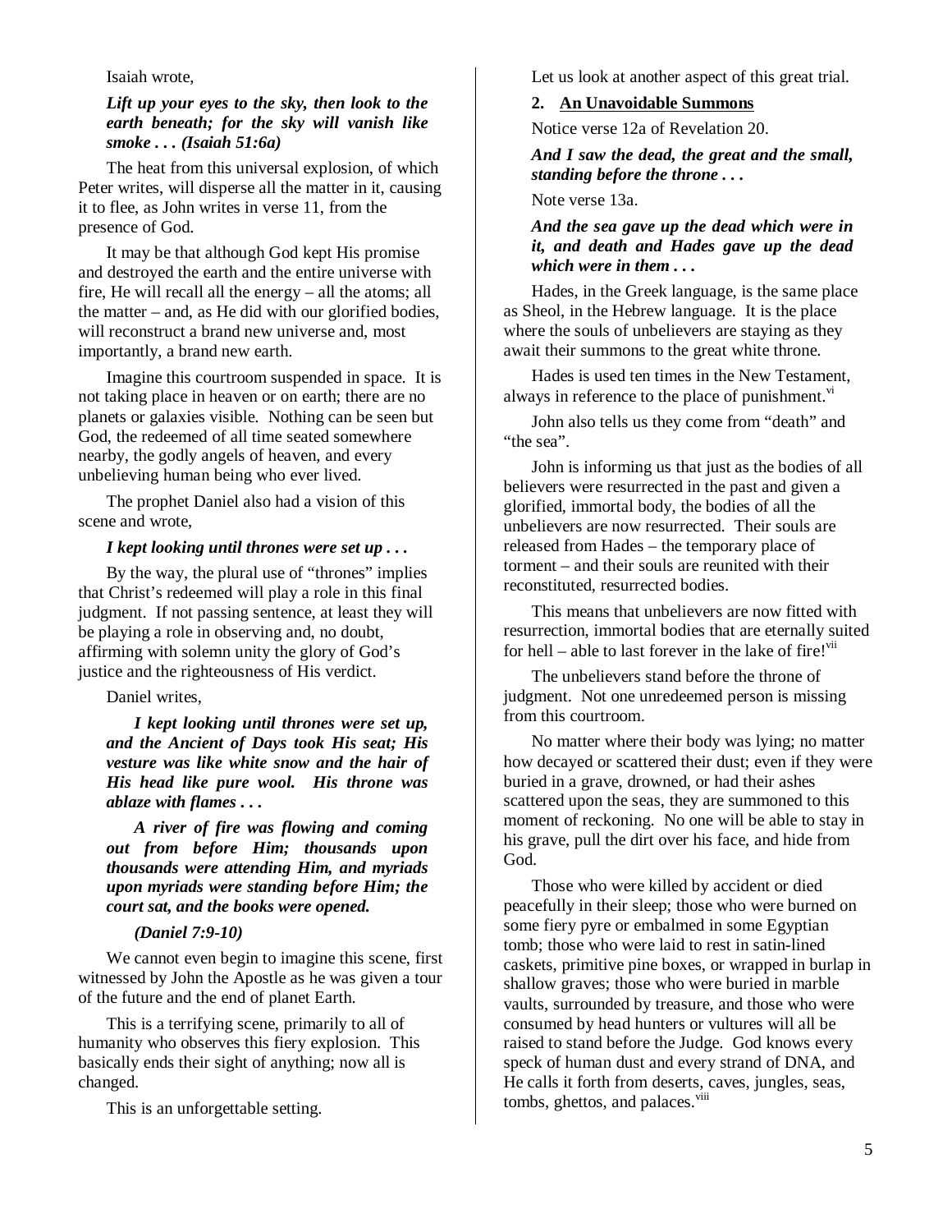Isaiah wrote,

***Lift up your eyes to the sky, then look to the earth beneath; for the sky will vanish like smoke . . . (Isaiah 51:6a)***

The heat from this universal explosion, of which Peter writes, will disperse all the matter in it, causing it to flee, as John writes in verse 11, from the presence of God.

It may be that although God kept His promise and destroyed the earth and the entire universe with fire, He will recall all the energy – all the atoms; all the matter – and, as He did with our glorified bodies, will reconstruct a brand new universe and, most importantly, a brand new earth.

Imagine this courtroom suspended in space. It is not taking place in heaven or on earth; there are no planets or galaxies visible. Nothing can be seen but God, the redeemed of all time seated somewhere nearby, the godly angels of heaven, and every unbelieving human being who ever lived.

The prophet Daniel also had a vision of this scene and wrote,

***I kept looking until thrones were set up . . .***

By the way, the plural use of "thrones" implies that Christ's redeemed will play a role in this final judgment. If not passing sentence, at least they will be playing a role in observing and, no doubt, affirming with solemn unity the glory of God's justice and the righteousness of His verdict.

Daniel writes,

***I kept looking until thrones were set up, and the Ancient of Days took His seat; His vesture was like white snow and the hair of His head like pure wool. His throne was ablaze with flames . . .***

***A river of fire was flowing and coming out from before Him; thousands upon thousands were attending Him, and myriads upon myriads were standing before Him; the court sat, and the books were opened.***

***(Daniel 7:9-10)***

We cannot even begin to imagine this scene, first witnessed by John the Apostle as he was given a tour of the future and the end of planet Earth.

This is a terrifying scene, primarily to all of humanity who observes this fiery explosion. This basically ends their sight of anything; now all is changed.

This is an unforgettable setting.

Let us look at another aspect of this great trial.

**2. <u>An Unavoidable Summons</u>**

Notice verse 12a of Revelation 20.

***And I saw the dead, the great and the small, standing before the throne . . .***

Note verse 13a.

***And the sea gave up the dead which were in it, and death and Hades gave up the dead which were in them . . .***

Hades, in the Greek language, is the same place as Sheol, in the Hebrew language. It is the place where the souls of unbelievers are staying as they await their summons to the great white throne.

Hades is used ten times in the New Testament, always in reference to the place of punishment.[vi]

John also tells us they come from "death" and "the sea".

John is informing us that just as the bodies of all believers were resurrected in the past and given a glorified, immortal body, the bodies of all the unbelievers are now resurrected. Their souls are released from Hades – the temporary place of torment – and their souls are reunited with their reconstituted, resurrected bodies.

This means that unbelievers are now fitted with resurrection, immortal bodies that are eternally suited for hell – able to last forever in the lake of fire![vii]

The unbelievers stand before the throne of judgment. Not one unredeemed person is missing from this courtroom.

No matter where their body was lying; no matter how decayed or scattered their dust; even if they were buried in a grave, drowned, or had their ashes scattered upon the seas, they are summoned to this moment of reckoning. No one will be able to stay in his grave, pull the dirt over his face, and hide from God.

Those who were killed by accident or died peacefully in their sleep; those who were burned on some fiery pyre or embalmed in some Egyptian tomb; those who were laid to rest in satin-lined caskets, primitive pine boxes, or wrapped in burlap in shallow graves; those who were buried in marble vaults, surrounded by treasure, and those who were consumed by head hunters or vultures will all be raised to stand before the Judge. God knows every speck of human dust and every strand of DNA, and He calls it forth from deserts, caves, jungles, seas, tombs, ghettos, and palaces.[viii]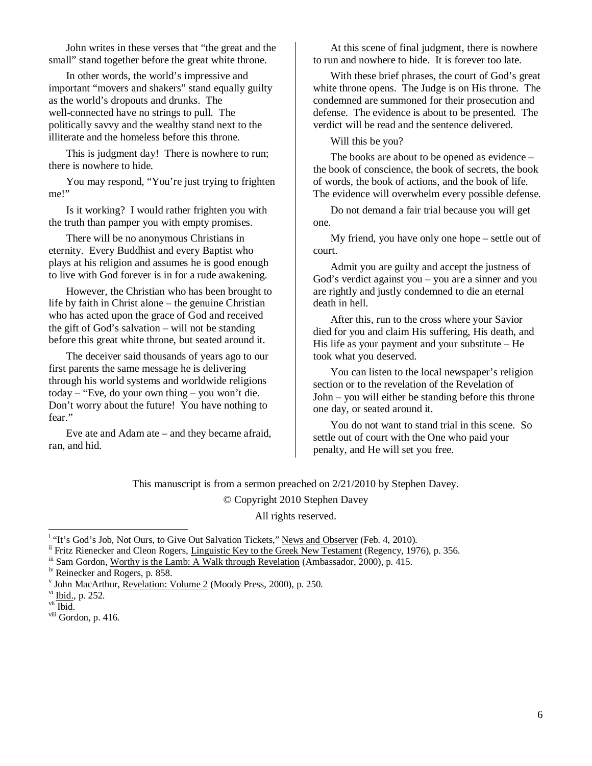John writes in these verses that "the great and the small" stand together before the great white throne.

In other words, the world's impressive and important "movers and shakers" stand equally guilty as the world's dropouts and drunks. The well-connected have no strings to pull. The politically savvy and the wealthy stand next to the illiterate and the homeless before this throne.

This is judgment day! There is nowhere to run; there is nowhere to hide.

You may respond, "You're just trying to frighten me!"

Is it working? I would rather frighten you with the truth than pamper you with empty promises.

There will be no anonymous Christians in eternity. Every Buddhist and every Baptist who plays at his religion and assumes he is good enough to live with God forever is in for a rude awakening.

However, the Christian who has been brought to life by faith in Christ alone – the genuine Christian who has acted upon the grace of God and received the gift of God's salvation – will not be standing before this great white throne, but seated around it.

The deceiver said thousands of years ago to our first parents the same message he is delivering through his world systems and worldwide religions today – "Eve, do your own thing – you won't die. Don't worry about the future! You have nothing to fear."

Eve ate and Adam ate – and they became afraid, ran, and hid.

At this scene of final judgment, there is nowhere to run and nowhere to hide. It is forever too late.

With these brief phrases, the court of God's great white throne opens. The Judge is on His throne. The condemned are summoned for their prosecution and defense. The evidence is about to be presented. The verdict will be read and the sentence delivered.

Will this be you?

The books are about to be opened as evidence – the book of conscience, the book of secrets, the book of words, the book of actions, and the book of life. The evidence will overwhelm every possible defense.

Do not demand a fair trial because you will get one.

My friend, you have only one hope – settle out of court.

Admit you are guilty and accept the justness of God's verdict against you – you are a sinner and you are rightly and justly condemned to die an eternal death in hell.

After this, run to the cross where your Savior died for you and claim His suffering, His death, and His life as your payment and your substitute – He took what you deserved.

You can listen to the local newspaper's religion section or to the revelation of the Revelation of John – you will either be standing before this throne one day, or seated around it.

You do not want to stand trial in this scene. So settle out of court with the One who paid your penalty, and He will set you free.

This manuscript is from a sermon preached on 2/21/2010 by Stephen Davey.

© Copyright 2010 Stephen Davey

All rights reserved.

---

[i] "It's God's Job, Not Ours, to Give Out Salvation Tickets," News and Observer (Feb. 4, 2010).

[ii] Fritz Rienecker and Cleon Rogers, Linguistic Key to the Greek New Testament (Regency, 1976), p. 356.

[iii] Sam Gordon, Worthy is the Lamb: A Walk through Revelation (Ambassador, 2000), p. 415.

[iv] Reinecker and Rogers, p. 858.

[v] John MacArthur, Revelation: Volume 2 (Moody Press, 2000), p. 250.

[vi] Ibid., p. 252.

[vii] Ibid.

[viii] Gordon, p. 416.